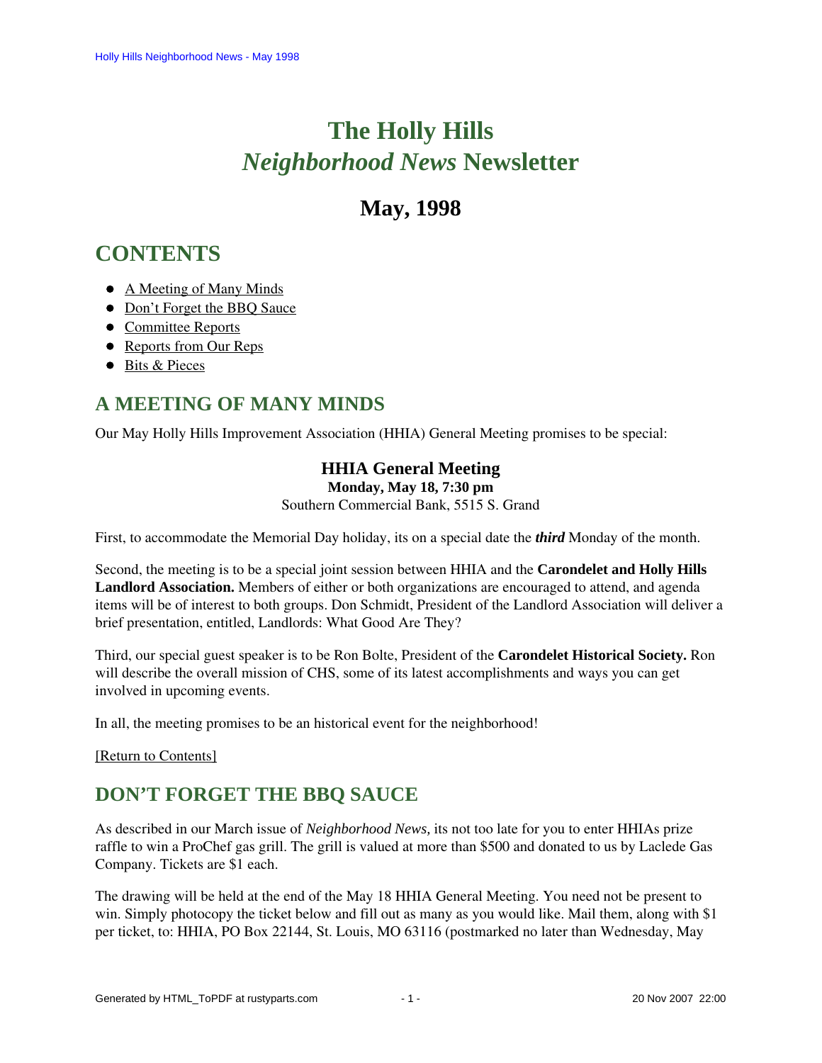# The Holly Hills *Neighborhood News* Newsletter

## May, 1998

## CONTENTS

- A Meeting of Many Minds
- Don't Forget the BBQ Sauce
- Committee Reports
- Reports from Our Reps
- Bits & Pieces

## A MEETING OF MANY MINDS

Our May Holly Hills Improvement Association (HHIA) General Meeting promises to be special:

**HHIA General Meeting**
**Monday, May 18, 7:30 pm**
Southern Commercial Bank, 5515 S. Grand

First, to accommodate the Memorial Day holiday, its on a special date the ***third*** Monday of the month.

Second, the meeting is to be a special joint session between HHIA and the **Carondelet and Holly Hills Landlord Association.** Members of either or both organizations are encouraged to attend, and agenda items will be of interest to both groups. Don Schmidt, President of the Landlord Association will deliver a brief presentation, entitled, Landlords: What Good Are They?

Third, our special guest speaker is to be Ron Bolte, President of the **Carondelet Historical Society.** Ron will describe the overall mission of CHS, some of its latest accomplishments and ways you can get involved in upcoming events.

In all, the meeting promises to be an historical event for the neighborhood!

[Return to Contents]

## DON'T FORGET THE BBQ SAUCE

As described in our March issue of *Neighborhood News,* its not too late for you to enter HHIAs prize raffle to win a ProChef gas grill. The grill is valued at more than $500 and donated to us by Laclede Gas Company. Tickets are $1 each.

The drawing will be held at the end of the May 18 HHIA General Meeting. You need not be present to win. Simply photocopy the ticket below and fill out as many as you would like. Mail them, along with $1 per ticket, to: HHIA, PO Box 22144, St. Louis, MO 63116 (postmarked no later than Wednesday, May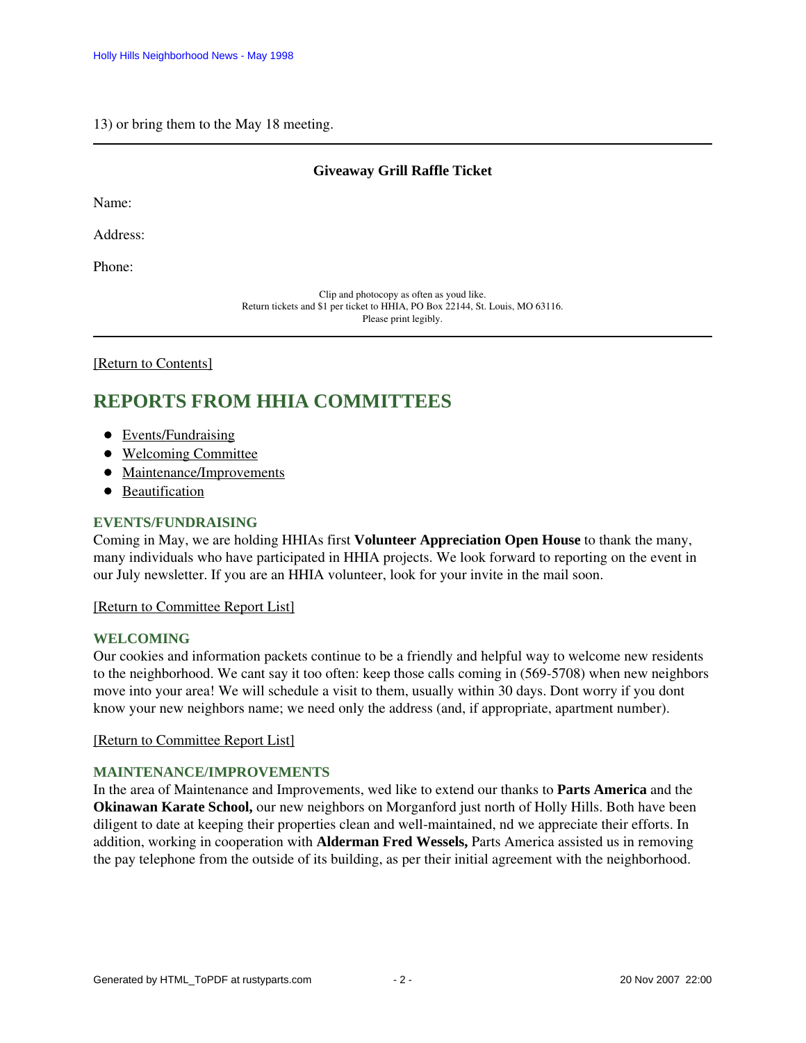13) or bring them to the May 18 meeting.

---

**Giveaway Grill Raffle Ticket**

Name:

Address:

Phone:

Clip and photocopy as often as youd like.
Return tickets and $1 per ticket to HHIA, PO Box 22144, St. Louis, MO 63116.
Please print legibly.

---

[Return to Contents]

## REPORTS FROM HHIA COMMITTEES

- Events/Fundraising
- Welcoming Committee
- Maintenance/Improvements
- Beautification

### EVENTS/FUNDRAISING

Coming in May, we are holding HHIAs first **Volunteer Appreciation Open House** to thank the many, many individuals who have participated in HHIA projects. We look forward to reporting on the event in our July newsletter. If you are an HHIA volunteer, look for your invite in the mail soon.

[Return to Committee Report List]

### WELCOMING

Our cookies and information packets continue to be a friendly and helpful way to welcome new residents to the neighborhood. We cant say it too often: keep those calls coming in (569-5708) when new neighbors move into your area! We will schedule a visit to them, usually within 30 days. Dont worry if you dont know your new neighbors name; we need only the address (and, if appropriate, apartment number).

[Return to Committee Report List]

### MAINTENANCE/IMPROVEMENTS

In the area of Maintenance and Improvements, wed like to extend our thanks to **Parts America** and the **Okinawan Karate School,** our new neighbors on Morganford just north of Holly Hills. Both have been diligent to date at keeping their properties clean and well-maintained, nd we appreciate their efforts. In addition, working in cooperation with **Alderman Fred Wessels,** Parts America assisted us in removing the pay telephone from the outside of its building, as per their initial agreement with the neighborhood.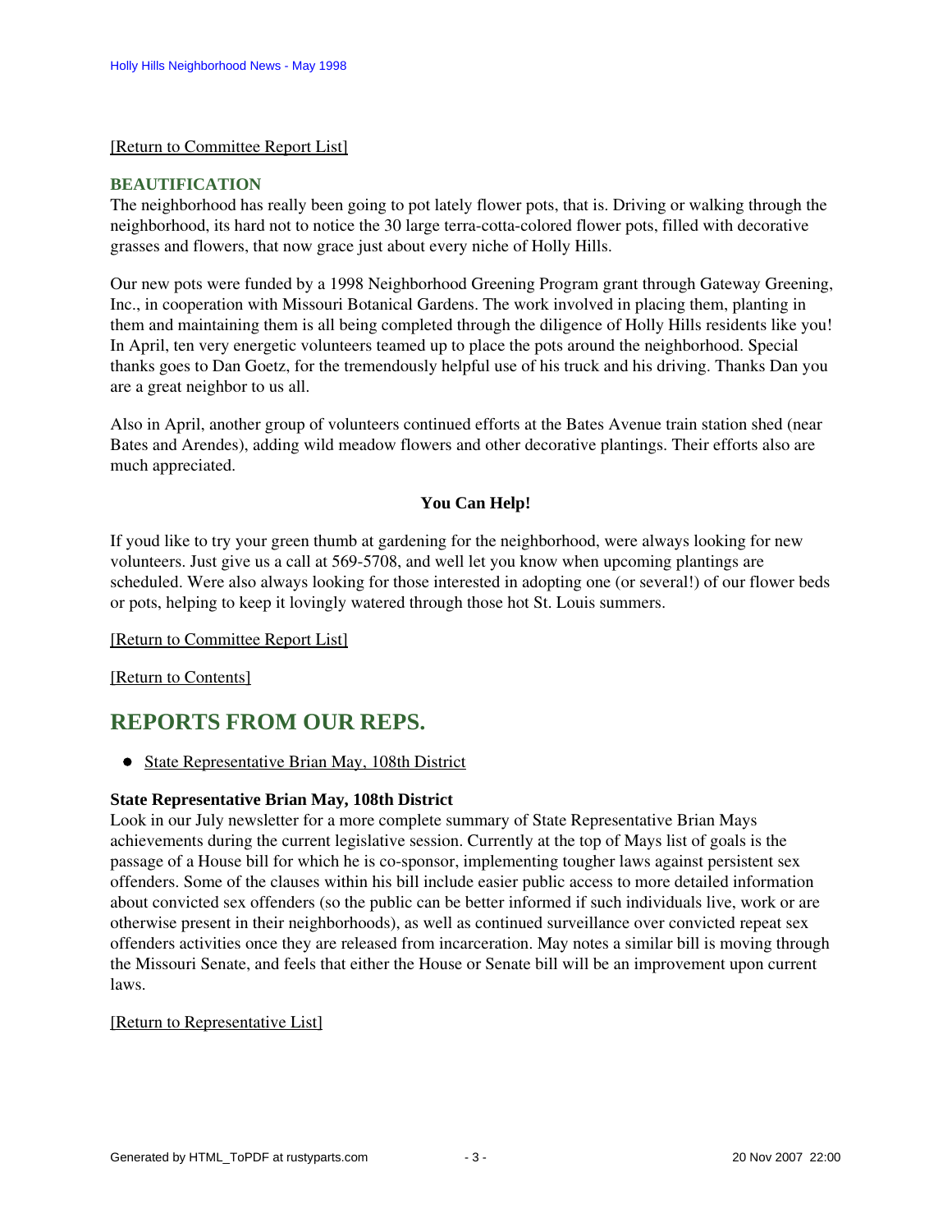[Return to Committee Report List]

### BEAUTIFICATION

The neighborhood has really been going to pot lately flower pots, that is. Driving or walking through the neighborhood, its hard not to notice the 30 large terra-cotta-colored flower pots, filled with decorative grasses and flowers, that now grace just about every niche of Holly Hills.

Our new pots were funded by a 1998 Neighborhood Greening Program grant through Gateway Greening, Inc., in cooperation with Missouri Botanical Gardens. The work involved in placing them, planting in them and maintaining them is all being completed through the diligence of Holly Hills residents like you! In April, ten very energetic volunteers teamed up to place the pots around the neighborhood. Special thanks goes to Dan Goetz, for the tremendously helpful use of his truck and his driving. Thanks Dan you are a great neighbor to us all.

Also in April, another group of volunteers continued efforts at the Bates Avenue train station shed (near Bates and Arendes), adding wild meadow flowers and other decorative plantings. Their efforts also are much appreciated.

**You Can Help!**

If youd like to try your green thumb at gardening for the neighborhood, were always looking for new volunteers. Just give us a call at 569-5708, and well let you know when upcoming plantings are scheduled. Were also always looking for those interested in adopting one (or several!) of our flower beds or pots, helping to keep it lovingly watered through those hot St. Louis summers.

[Return to Committee Report List]

[Return to Contents]

## REPORTS FROM OUR REPS.

- State Representative Brian May, 108th District

**State Representative Brian May, 108th District**

Look in our July newsletter for a more complete summary of State Representative Brian Mays achievements during the current legislative session. Currently at the top of Mays list of goals is the passage of a House bill for which he is co-sponsor, implementing tougher laws against persistent sex offenders. Some of the clauses within his bill include easier public access to more detailed information about convicted sex offenders (so the public can be better informed if such individuals live, work or are otherwise present in their neighborhoods), as well as continued surveillance over convicted repeat sex offenders activities once they are released from incarceration. May notes a similar bill is moving through the Missouri Senate, and feels that either the House or Senate bill will be an improvement upon current laws.

[Return to Representative List]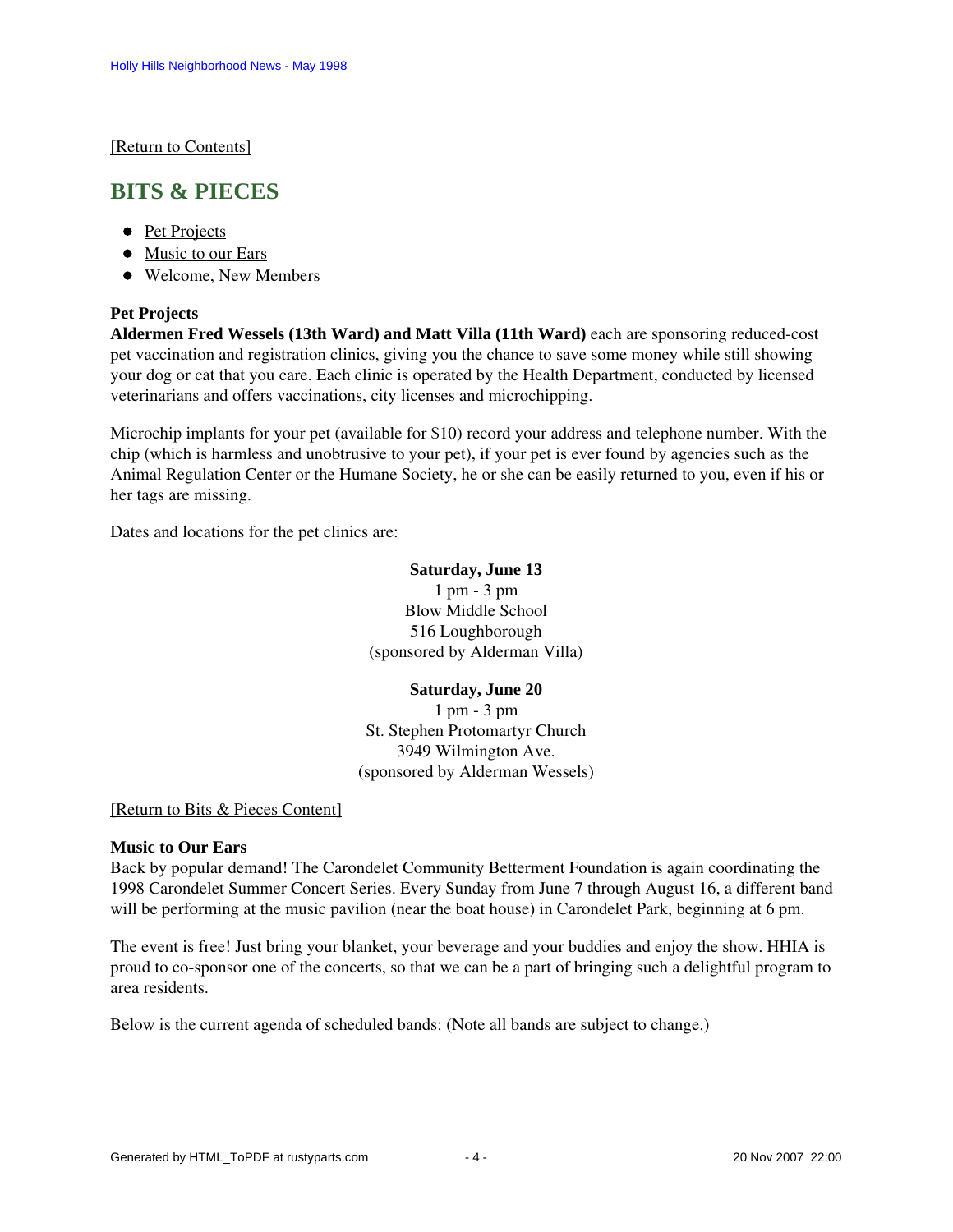[Return to Contents]

## BITS & PIECES

- Pet Projects
- Music to our Ears
- Welcome, New Members

**Pet Projects**

**Aldermen Fred Wessels (13th Ward) and Matt Villa (11th Ward)** each are sponsoring reduced-cost pet vaccination and registration clinics, giving you the chance to save some money while still showing your dog or cat that you care. Each clinic is operated by the Health Department, conducted by licensed veterinarians and offers vaccinations, city licenses and microchipping.

Microchip implants for your pet (available for $10) record your address and telephone number. With the chip (which is harmless and unobtrusive to your pet), if your pet is ever found by agencies such as the Animal Regulation Center or the Humane Society, he or she can be easily returned to you, even if his or her tags are missing.

Dates and locations for the pet clinics are:

**Saturday, June 13**
1 pm - 3 pm
Blow Middle School
516 Loughborough
(sponsored by Alderman Villa)

**Saturday, June 20**
1 pm - 3 pm
St. Stephen Protomartyr Church
3949 Wilmington Ave.
(sponsored by Alderman Wessels)

[Return to Bits & Pieces Content]

**Music to Our Ears**

Back by popular demand! The Carondelet Community Betterment Foundation is again coordinating the 1998 Carondelet Summer Concert Series. Every Sunday from June 7 through August 16, a different band will be performing at the music pavilion (near the boat house) in Carondelet Park, beginning at 6 pm.

The event is free! Just bring your blanket, your beverage and your buddies and enjoy the show. HHIA is proud to co-sponsor one of the concerts, so that we can be a part of bringing such a delightful program to area residents.

Below is the current agenda of scheduled bands: (Note all bands are subject to change.)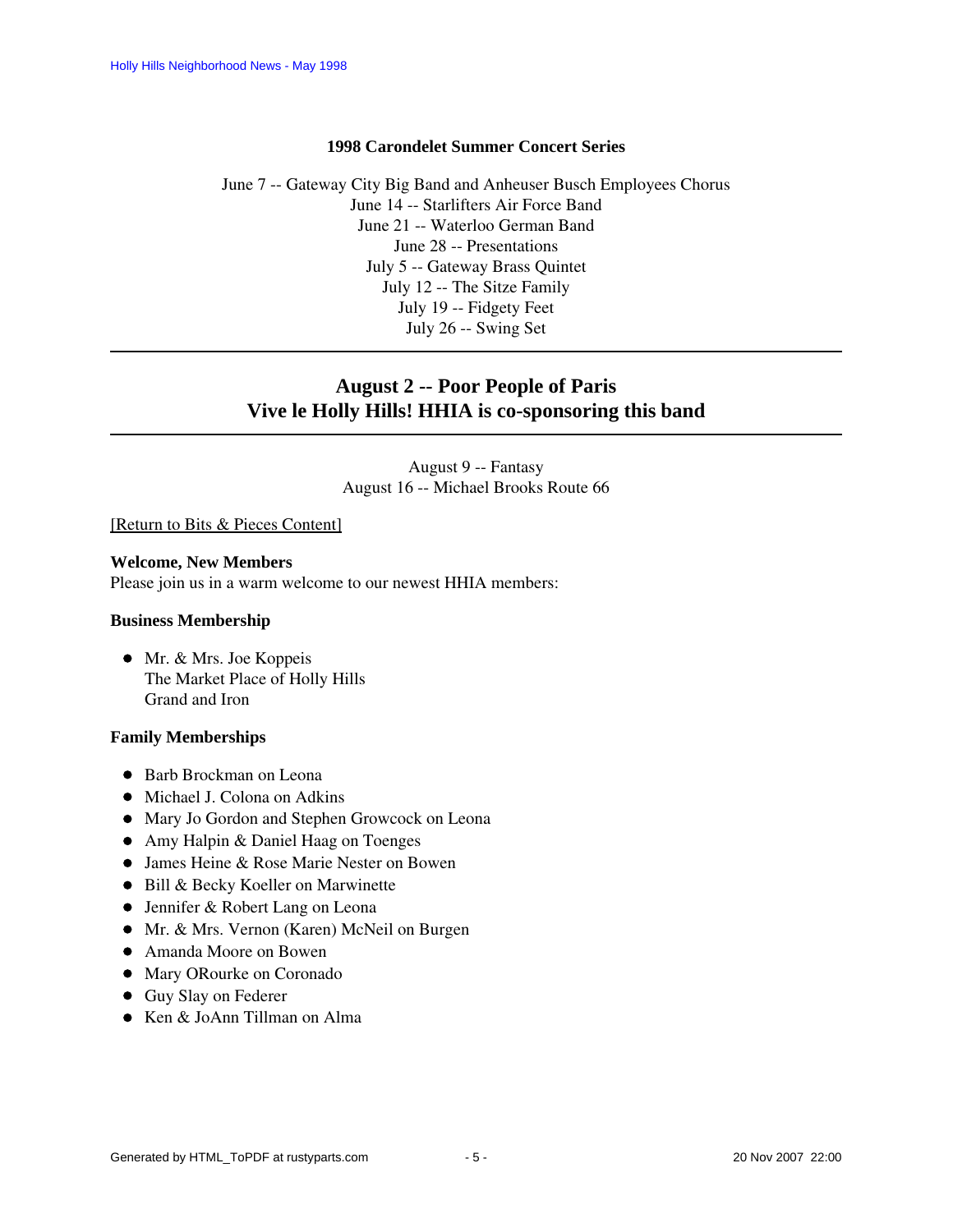**1998 Carondelet Summer Concert Series**

June 7 -- Gateway City Big Band and Anheuser Busch Employees Chorus
June 14 -- Starlifters Air Force Band
June 21 -- Waterloo German Band
June 28 -- Presentations
July 5 -- Gateway Brass Quintet
July 12 -- The Sitze Family
July 19 -- Fidgety Feet
July 26 -- Swing Set

---

## August 2 -- Poor People of Paris
## Vive le Holly Hills! HHIA is co-sponsoring this band

---

August 9 -- Fantasy
August 16 -- Michael Brooks Route 66

[Return to Bits & Pieces Content]

**Welcome, New Members**
Please join us in a warm welcome to our newest HHIA members:

**Business Membership**

- Mr. & Mrs. Joe Koppeis
  The Market Place of Holly Hills
  Grand and Iron

**Family Memberships**

- Barb Brockman on Leona
- Michael J. Colona on Adkins
- Mary Jo Gordon and Stephen Growcock on Leona
- Amy Halpin & Daniel Haag on Toenges
- James Heine & Rose Marie Nester on Bowen
- Bill & Becky Koeller on Marwinette
- Jennifer & Robert Lang on Leona
- Mr. & Mrs. Vernon (Karen) McNeil on Burgen
- Amanda Moore on Bowen
- Mary ORourke on Coronado
- Guy Slay on Federer
- Ken & JoAnn Tillman on Alma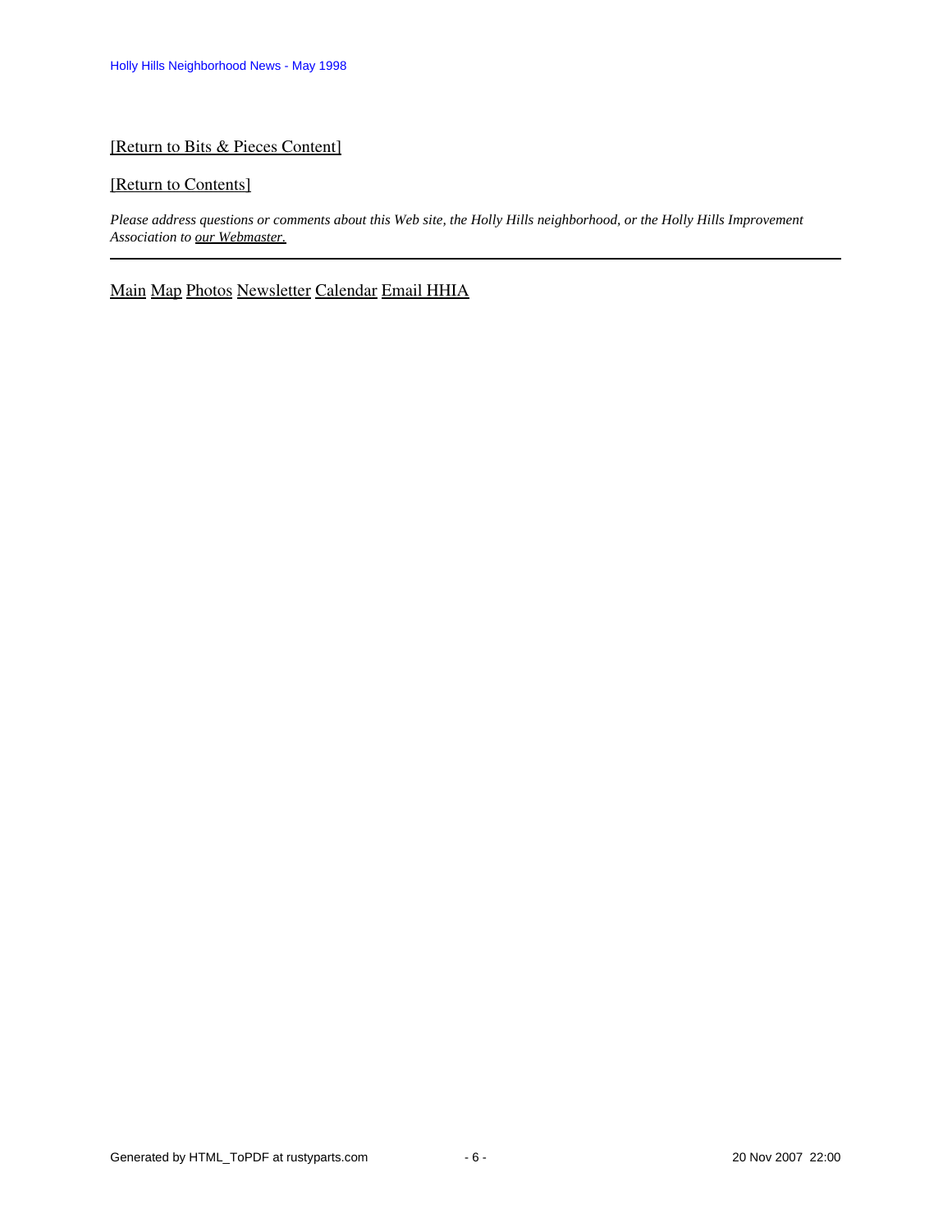[Return to Bits & Pieces Content]

[Return to Contents]

*Please address questions or comments about this Web site, the Holly Hills neighborhood, or the Holly Hills Improvement Association to our Webmaster.*

---

Main Map Photos Newsletter Calendar Email HHIA